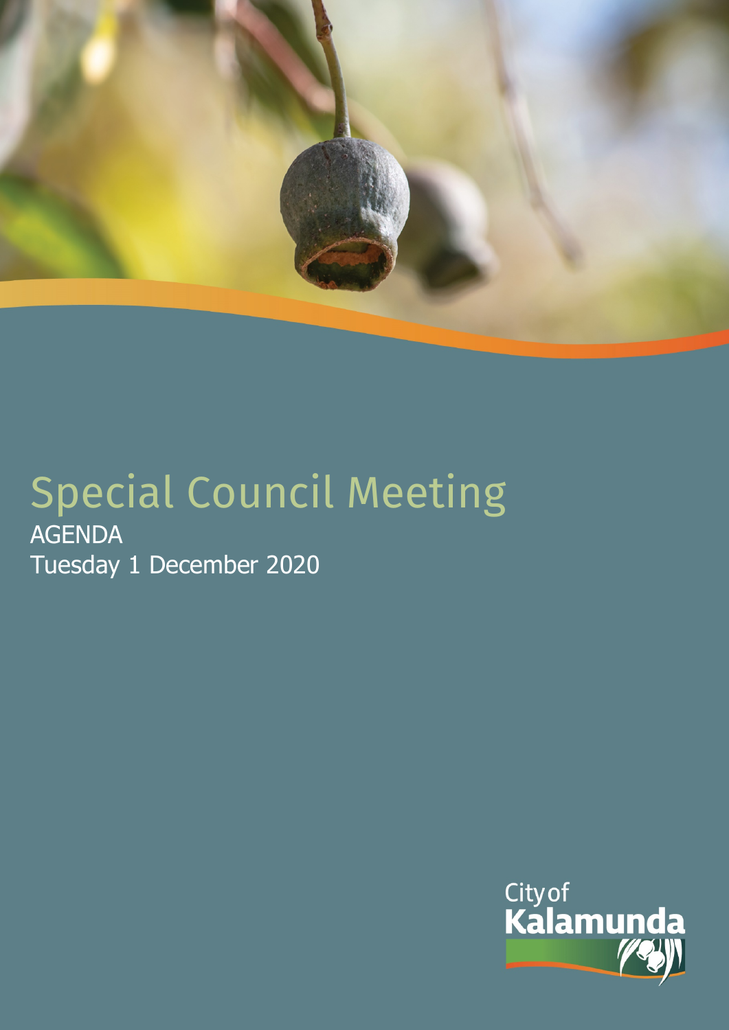# Special Council Meeting

AGENDA

Tuesday 1 December 2020

City of Kalamunda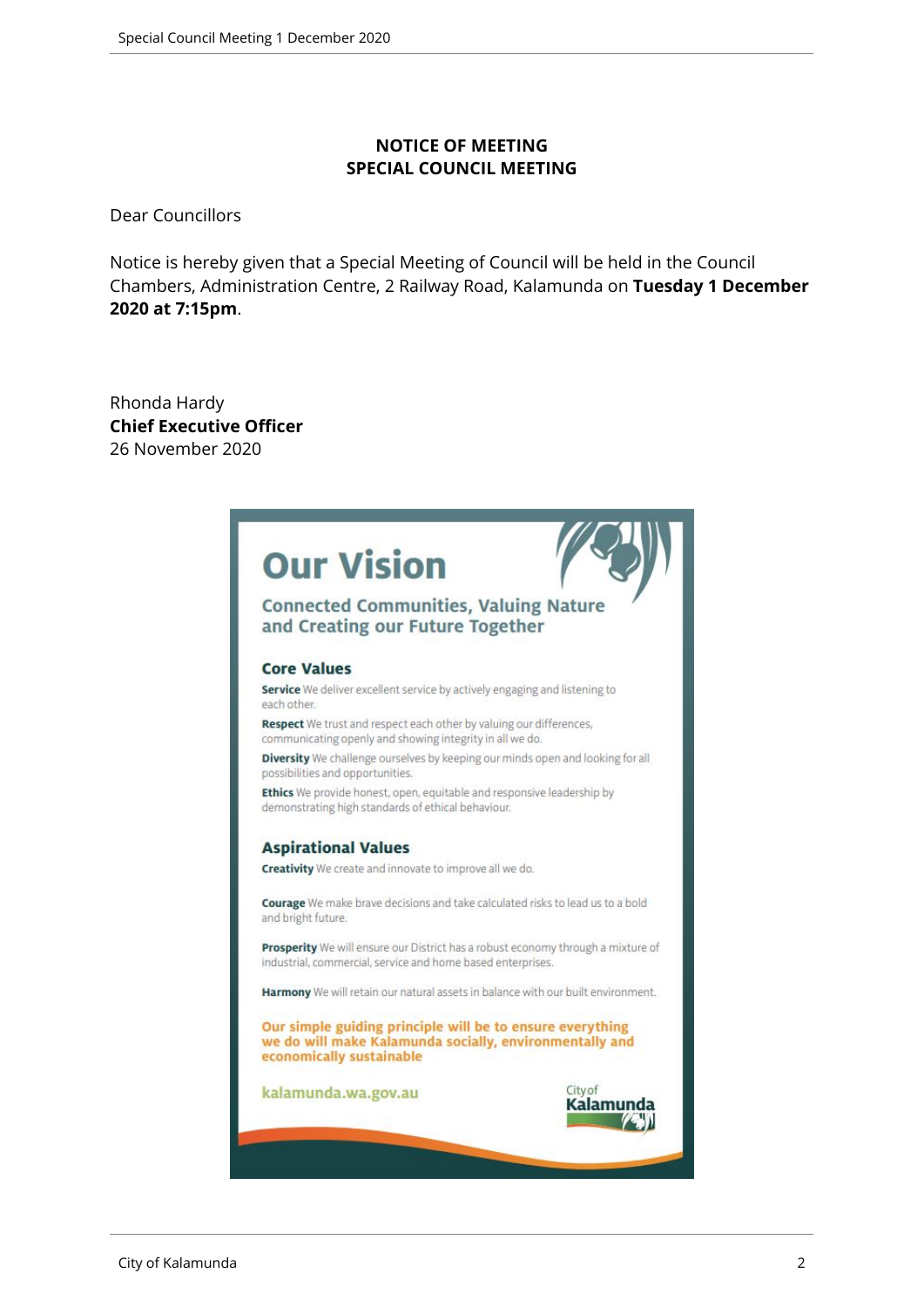# NOTICE OF MEETING
# SPECIAL COUNCIL MEETING

Dear Councillors

Notice is hereby given that a Special Meeting of Council will be held in the Council Chambers, Administration Centre, 2 Railway Road, Kalamunda on **Tuesday 1 December 2020 at 7:15pm**.

Rhonda Hardy
**Chief Executive Officer**
26 November 2020

## Our Vision

### Connected Communities, Valuing Nature and Creating our Future Together

### Core Values

**Service** We deliver excellent service by actively engaging and listening to each other.

**Respect** We trust and respect each other by valuing our differences, communicating openly and showing integrity in all we do.

**Diversity** We challenge ourselves by keeping our minds open and looking for all possibilities and opportunities.

**Ethics** We provide honest, open, equitable and responsive leadership by demonstrating high standards of ethical behaviour.

### Aspirational Values

**Creativity** We create and innovate to improve all we do.

**Courage** We make brave decisions and take calculated risks to lead us to a bold and bright future.

**Prosperity** We will ensure our District has a robust economy through a mixture of industrial, commercial, service and home based enterprises.

**Harmony** We will retain our natural assets in balance with our built environment.

**Our simple guiding principle will be to ensure everything we do will make Kalamunda socially, environmentally and economically sustainable**

kalamunda.wa.gov.au

City of Kalamunda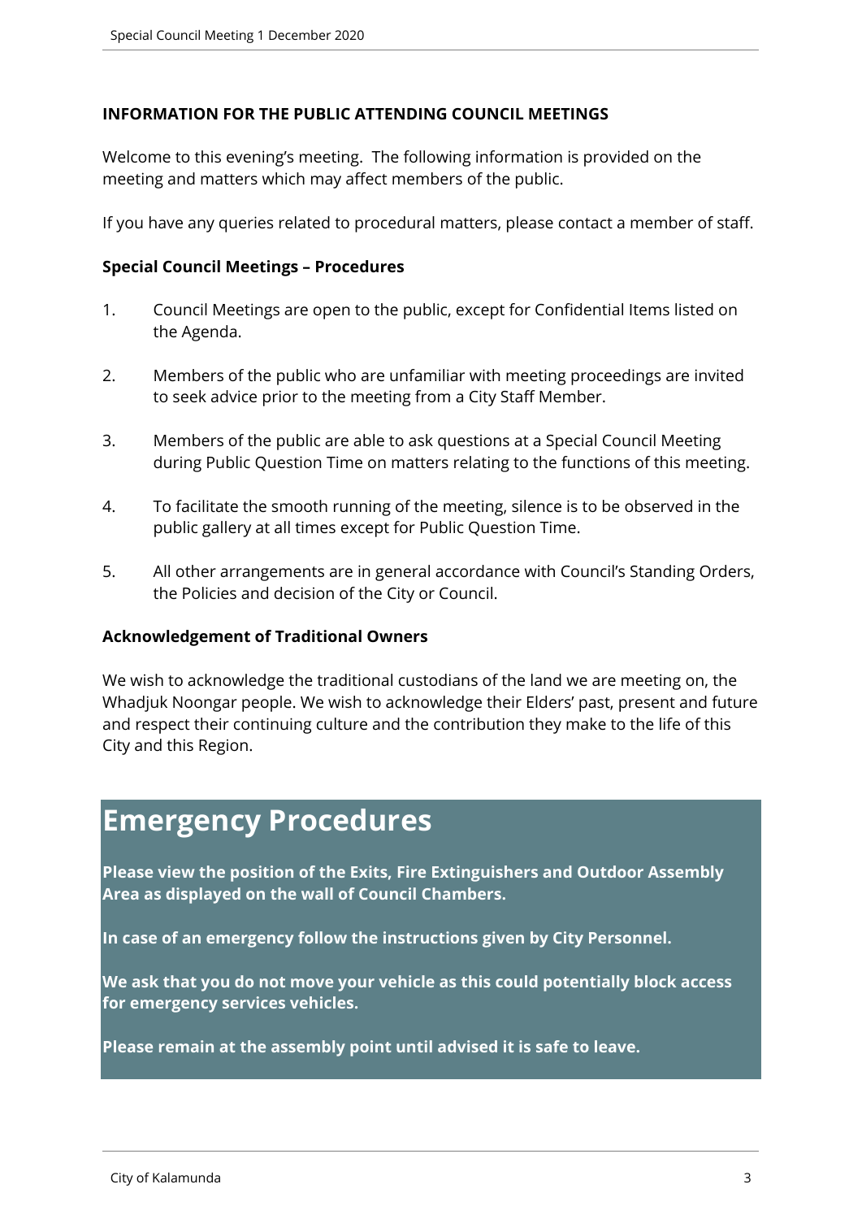**INFORMATION FOR THE PUBLIC ATTENDING COUNCIL MEETINGS**

Welcome to this evening's meeting. The following information is provided on the meeting and matters which may affect members of the public.

If you have any queries related to procedural matters, please contact a member of staff.

**Special Council Meetings – Procedures**

1. Council Meetings are open to the public, except for Confidential Items listed on the Agenda.
2. Members of the public who are unfamiliar with meeting proceedings are invited to seek advice prior to the meeting from a City Staff Member.
3. Members of the public are able to ask questions at a Special Council Meeting during Public Question Time on matters relating to the functions of this meeting.
4. To facilitate the smooth running of the meeting, silence is to be observed in the public gallery at all times except for Public Question Time.
5. All other arrangements are in general accordance with Council's Standing Orders, the Policies and decision of the City or Council.

**Acknowledgement of Traditional Owners**

We wish to acknowledge the traditional custodians of the land we are meeting on, the Whadjuk Noongar people. We wish to acknowledge their Elders' past, present and future and respect their continuing culture and the contribution they make to the life of this City and this Region.

# Emergency Procedures

**Please view the position of the Exits, Fire Extinguishers and Outdoor Assembly Area as displayed on the wall of Council Chambers.**

**In case of an emergency follow the instructions given by City Personnel.**

**We ask that you do not move your vehicle as this could potentially block access for emergency services vehicles.**

**Please remain at the assembly point until advised it is safe to leave.**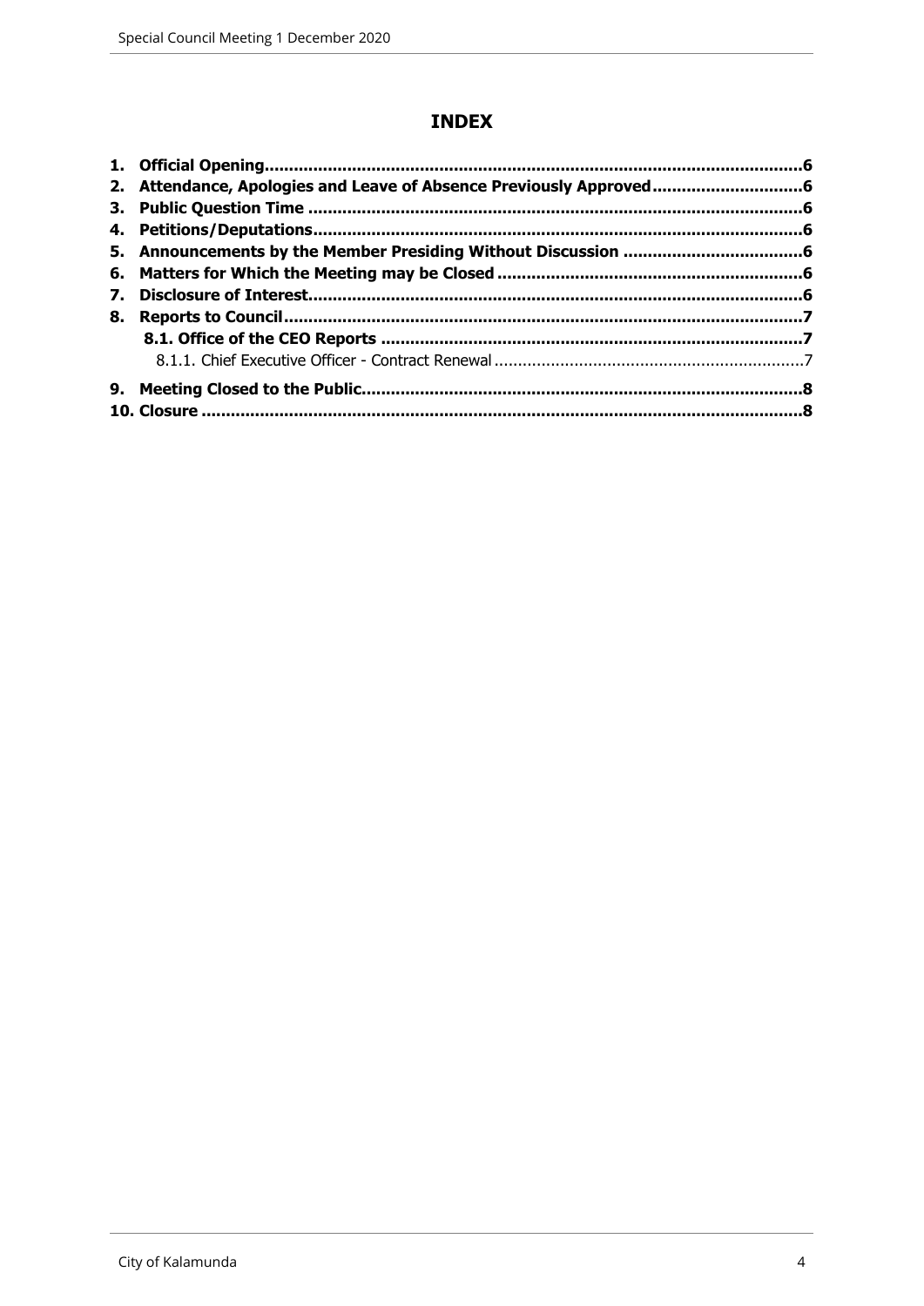# INDEX

**1. Official Opening............................................................................................................6**
**2. Attendance, Apologies and Leave of Absence Previously Approved..............................6**
**3. Public Question Time .....................................................................................................6**
**4. Petitions/Deputations.....................................................................................................6**
**5. Announcements by the Member Presiding Without Discussion .....................................6**
**6. Matters for Which the Meeting may be Closed ...............................................................6**
**7. Disclosure of Interest......................................................................................................6**
**8. Reports to Council..........................................................................................................7**
**8.1. Office of the CEO Reports ........................................................................................7**
8.1.1. Chief Executive Officer - Contract Renewal ..................................................................7
**9. Meeting Closed to the Public...........................................................................................8**
**10. Closure .........................................................................................................................8**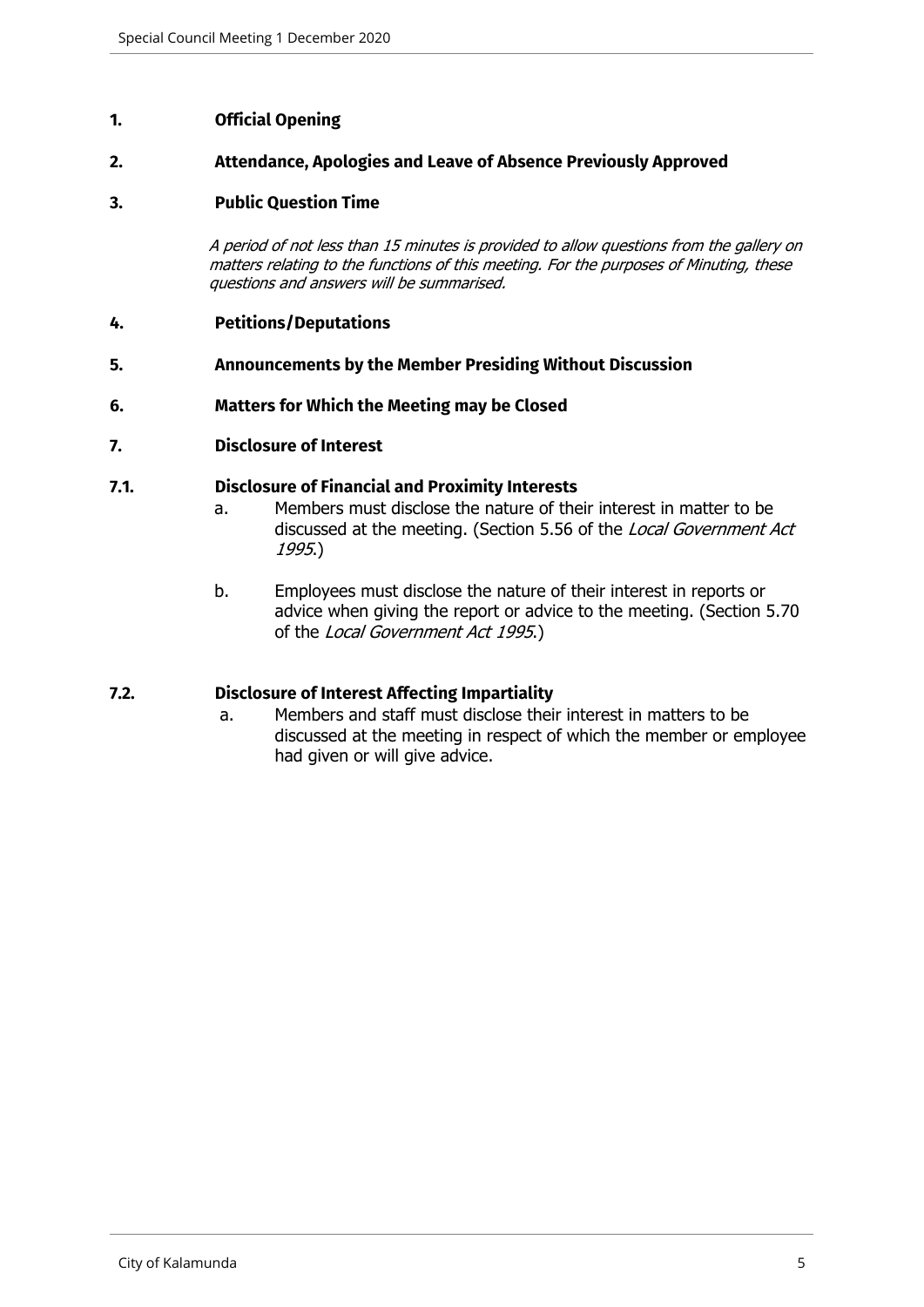## 1. Official Opening

## 2. Attendance, Apologies and Leave of Absence Previously Approved

## 3. Public Question Time

*A period of not less than 15 minutes is provided to allow questions from the gallery on matters relating to the functions of this meeting. For the purposes of Minuting, these questions and answers will be summarised.*

## 4. Petitions/Deputations

## 5. Announcements by the Member Presiding Without Discussion

## 6. Matters for Which the Meeting may be Closed

## 7. Disclosure of Interest

### 7.1. Disclosure of Financial and Proximity Interests

a. Members must disclose the nature of their interest in matter to be discussed at the meeting. (Section 5.56 of the *Local Government Act 1995*.)

b. Employees must disclose the nature of their interest in reports or advice when giving the report or advice to the meeting. (Section 5.70 of the *Local Government Act 1995*.)

### 7.2. Disclosure of Interest Affecting Impartiality

a. Members and staff must disclose their interest in matters to be discussed at the meeting in respect of which the member or employee had given or will give advice.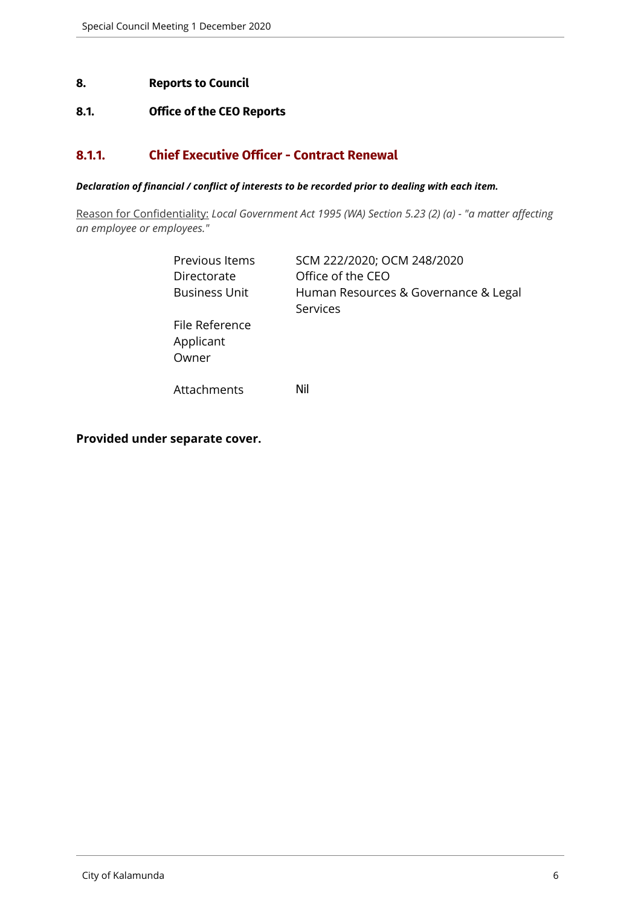## 8. Reports to Council

### 8.1. Office of the CEO Reports

### 8.1.1. Chief Executive Officer - Contract Renewal

***Declaration of financial / conflict of interests to be recorded prior to dealing with each item.***

Reason for Confidentiality: *Local Government Act 1995 (WA) Section 5.23 (2) (a) - "a matter affecting an employee or employees."*

| | |
|---|---|
| Previous Items | SCM 222/2020; OCM 248/2020 |
| Directorate | Office of the CEO |
| Business Unit | Human Resources & Governance & Legal Services |
| File Reference | |
| Applicant | |
| Owner | |
| Attachments | Nil |

**Provided under separate cover.**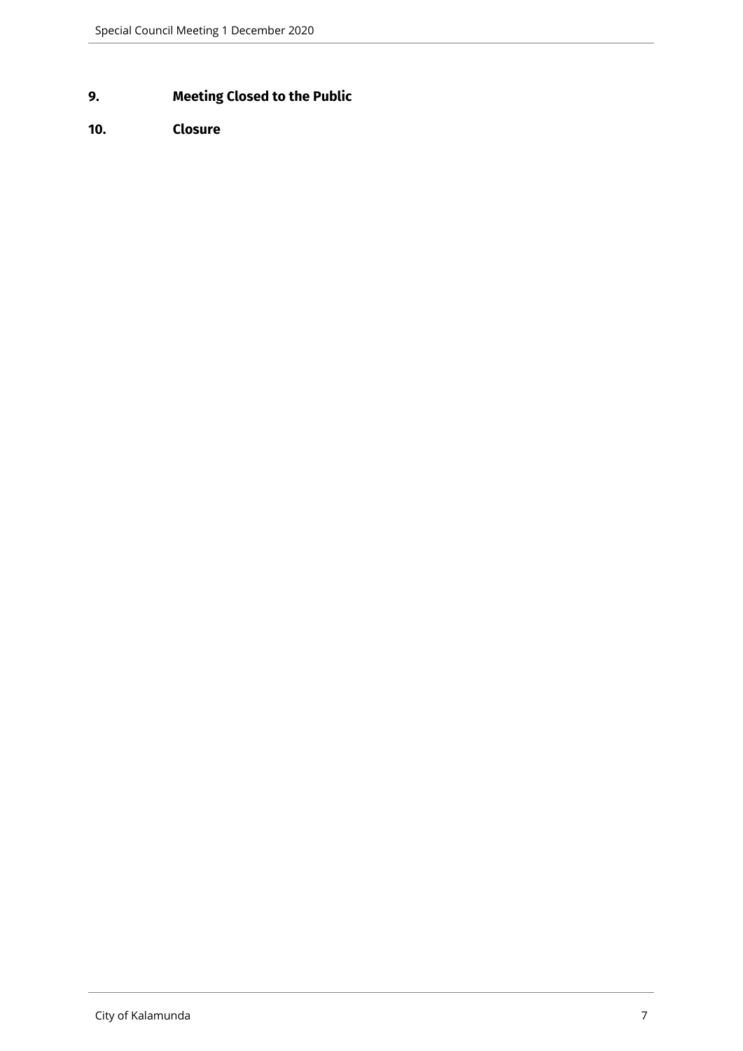## 9. Meeting Closed to the Public

## 10. Closure